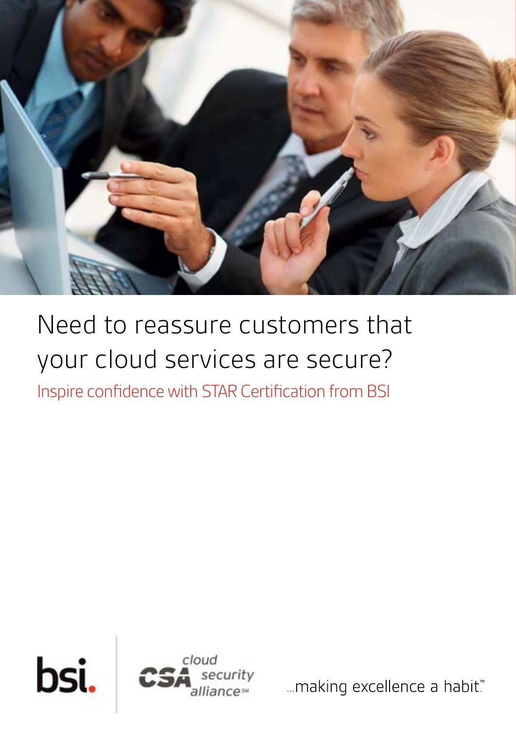# Need to reassure customers that your cloud services are secure?

## Inspire confidence with STAR Certification from BSI

bsi. | cloud security alliance

...making excellence a habit.™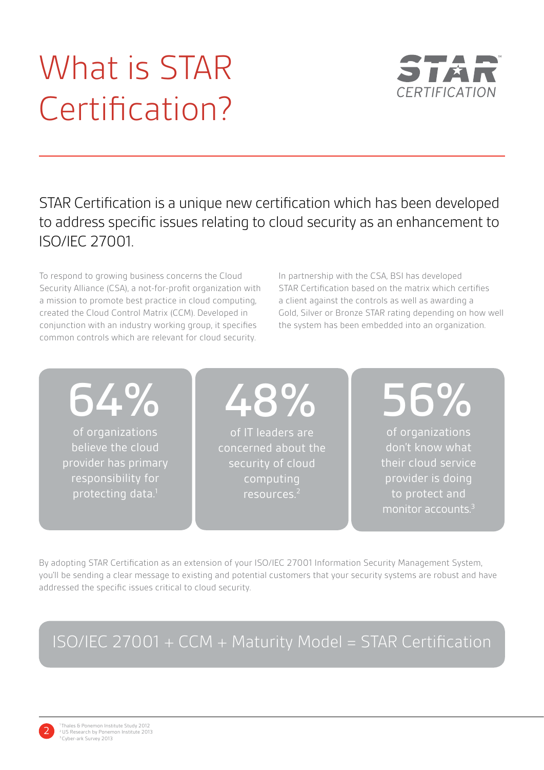# What is STAR Certification?

STAR CERTIFICATION

STAR Certification is a unique new certification which has been developed to address specific issues relating to cloud security as an enhancement to ISO/IEC 27001.

To respond to growing business concerns the Cloud Security Alliance (CSA), a not-for-profit organization with a mission to promote best practice in cloud computing, created the Cloud Control Matrix (CCM). Developed in conjunction with an industry working group, it specifies common controls which are relevant for cloud security.

In partnership with the CSA, BSI has developed STAR Certification based on the matrix which certifies a client against the controls as well as awarding a Gold, Silver or Bronze STAR rating depending on how well the system has been embedded into an organization.

**64%** of organizations believe the cloud provider has primary responsibility for protecting data.[1]

**48%** of IT leaders are concerned about the security of cloud computing resources.[2]

**56%** of organizations don't know what their cloud service provider is doing to protect and monitor accounts.[3]

By adopting STAR Certification as an extension of your ISO/IEC 27001 Information Security Management System, you'll be sending a clear message to existing and potential customers that your security systems are robust and have addressed the specific issues critical to cloud security.

**ISO/IEC 27001 + CCM + Maturity Model = STAR Certification**

[1] Thales & Ponemon Institute Study 2012
[2] US Research by Ponemon Institute 2013
[3] Cyber-ark Survey 2013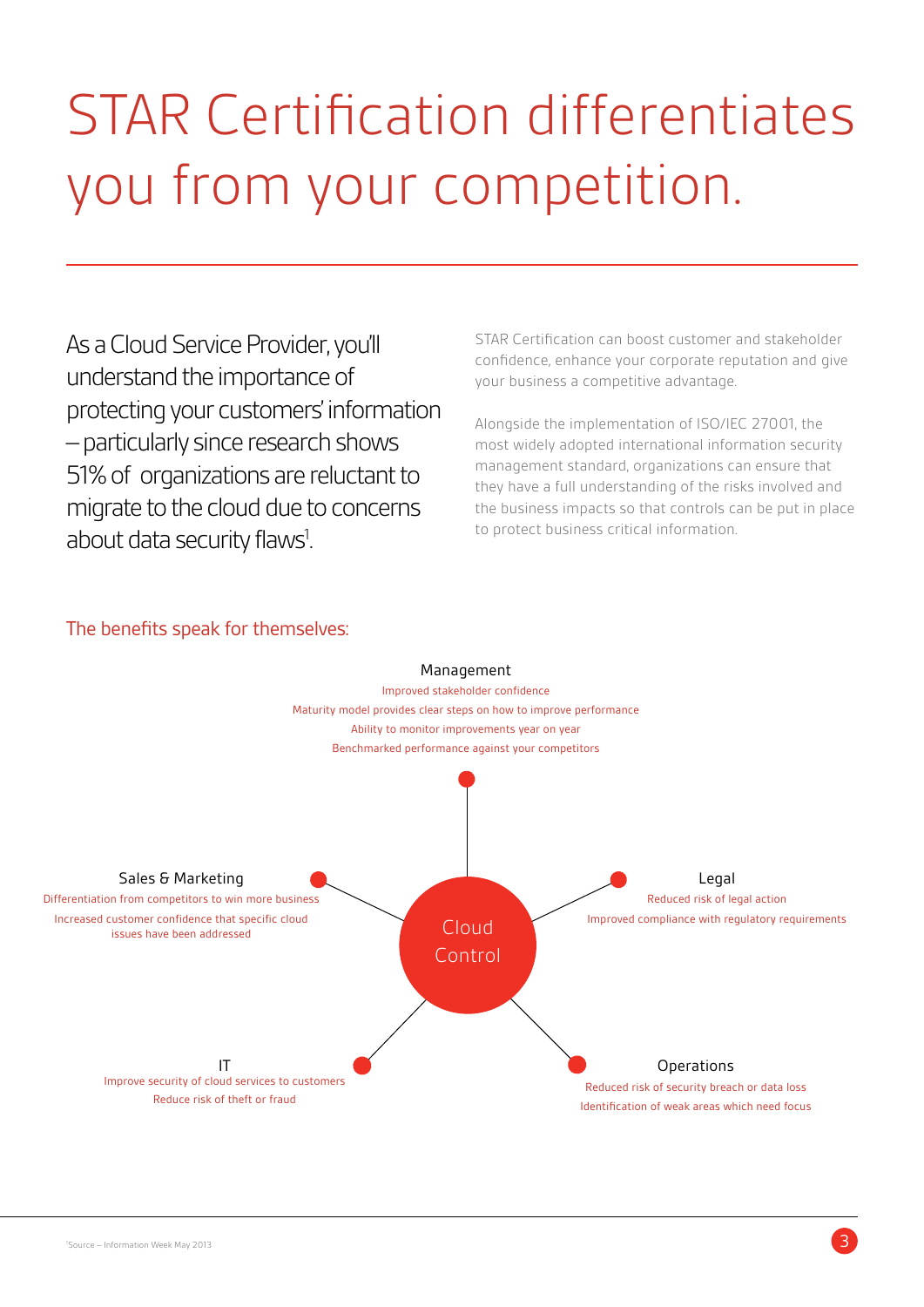# STAR Certification differentiates you from your competition.

As a Cloud Service Provider, you'll understand the importance of protecting your customers' information – particularly since research shows 51% of organizations are reluctant to migrate to the cloud due to concerns about data security flaws[1].

STAR Certification can boost customer and stakeholder confidence, enhance your corporate reputation and give your business a competitive advantage.

Alongside the implementation of ISO/IEC 27001, the most widely adopted international information security management standard, organizations can ensure that they have a full understanding of the risks involved and the business impacts so that controls can be put in place to protect business critical information.

## The benefits speak for themselves:

**Cloud Control**

**Management**
- Improved stakeholder confidence
- Maturity model provides clear steps on how to improve performance
- Ability to monitor improvements year on year
- Benchmarked performance against your competitors

**Sales & Marketing**
- Differentiation from competitors to win more business
- Increased customer confidence that specific cloud issues have been addressed

**Legal**
- Reduced risk of legal action
- Improved compliance with regulatory requirements

**IT**
- Improve security of cloud services to customers
- Reduce risk of theft or fraud

**Operations**
- Reduced risk of security breach or data loss
- Identification of weak areas which need focus

[1] Source – Information Week May 2013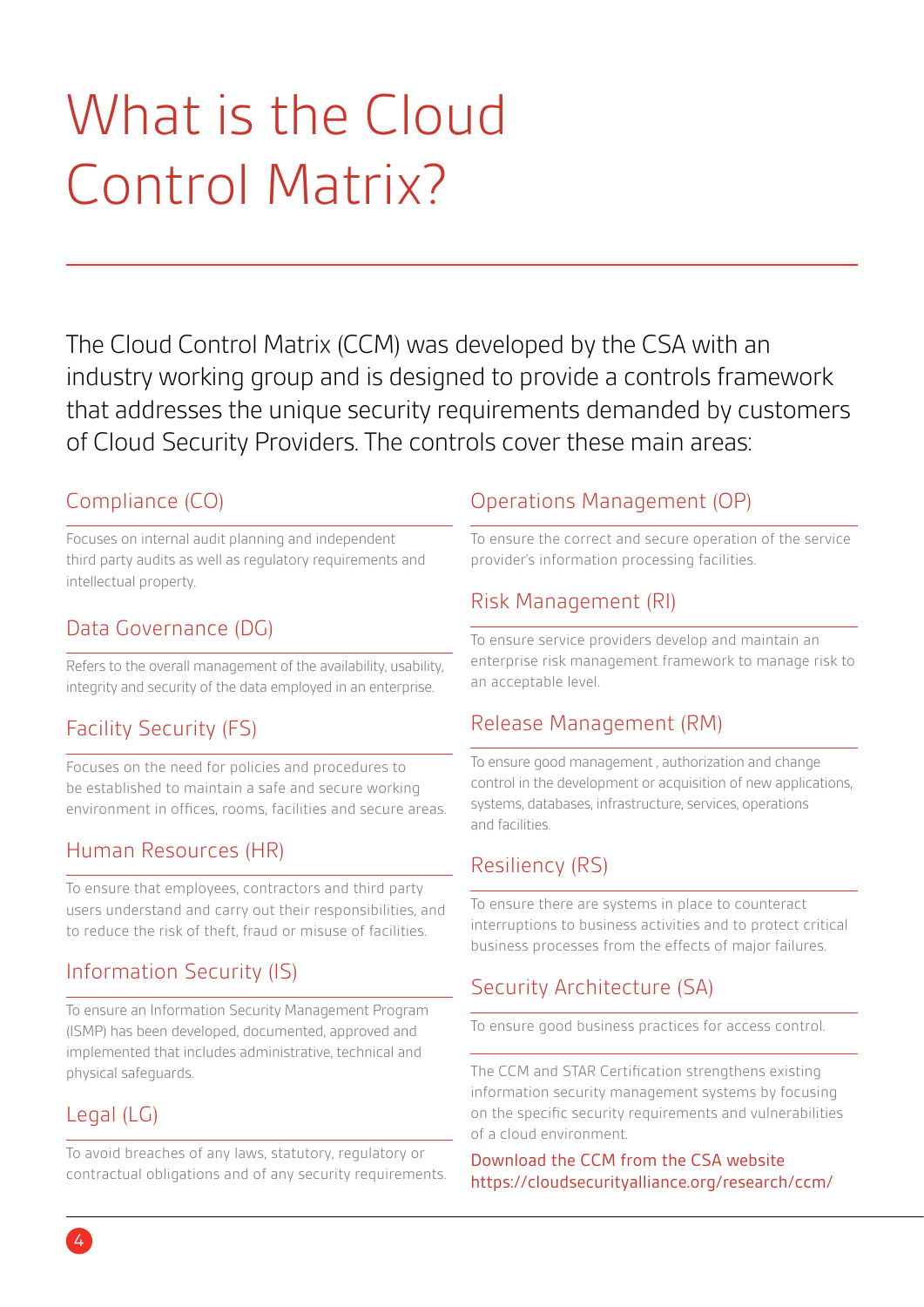# What is the Cloud Control Matrix?

The Cloud Control Matrix (CCM) was developed by the CSA with an industry working group and is designed to provide a controls framework that addresses the unique security requirements demanded by customers of Cloud Security Providers. The controls cover these main areas:

## Compliance (CO)

Focuses on internal audit planning and independent third party audits as well as regulatory requirements and intellectual property.

## Data Governance (DG)

Refers to the overall management of the availability, usability, integrity and security of the data employed in an enterprise.

## Facility Security (FS)

Focuses on the need for policies and procedures to be established to maintain a safe and secure working environment in offices, rooms, facilities and secure areas.

## Human Resources (HR)

To ensure that employees, contractors and third party users understand and carry out their responsibilities, and to reduce the risk of theft, fraud or misuse of facilities.

## Information Security (IS)

To ensure an Information Security Management Program (ISMP) has been developed, documented, approved and implemented that includes administrative, technical and physical safeguards.

## Legal (LG)

To avoid breaches of any laws, statutory, regulatory or contractual obligations and of any security requirements.

## Operations Management (OP)

To ensure the correct and secure operation of the service provider's information processing facilities.

## Risk Management (RI)

To ensure service providers develop and maintain an enterprise risk management framework to manage risk to an acceptable level.

## Release Management (RM)

To ensure good management , authorization and change control in the development or acquisition of new applications, systems, databases, infrastructure, services, operations and facilities.

## Resiliency (RS)

To ensure there are systems in place to counteract interruptions to business activities and to protect critical business processes from the effects of major failures.

## Security Architecture (SA)

To ensure good business practices for access control.

The CCM and STAR Certification strengthens existing information security management systems by focusing on the specific security requirements and vulnerabilities of a cloud environment.

Download the CCM from the CSA website
https://cloudsecurityalliance.org/research/ccm/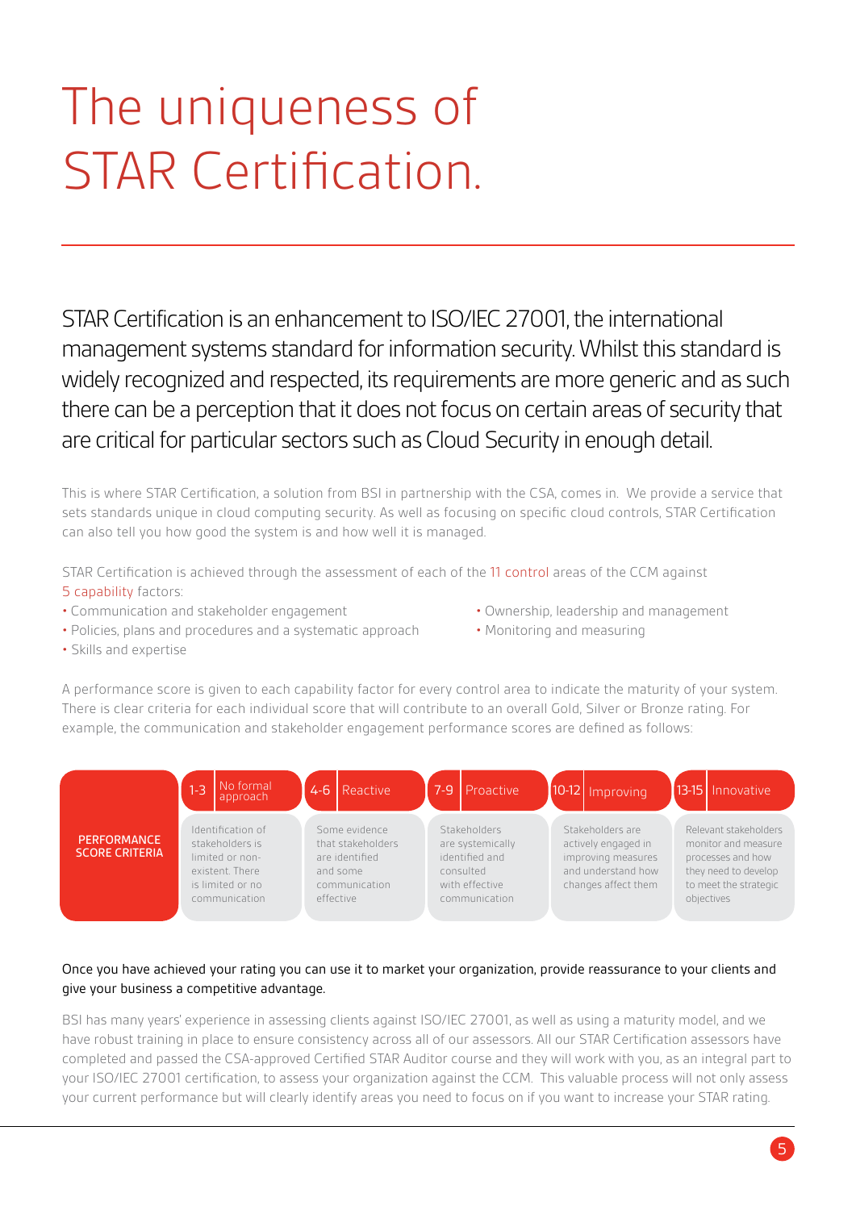# The uniqueness of STAR Certification.

STAR Certification is an enhancement to ISO/IEC 27001, the international management systems standard for information security. Whilst this standard is widely recognized and respected, its requirements are more generic and as such there can be a perception that it does not focus on certain areas of security that are critical for particular sectors such as Cloud Security in enough detail.

This is where STAR Certification, a solution from BSI in partnership with the CSA, comes in. We provide a service that sets standards unique in cloud computing security. As well as focusing on specific cloud controls, STAR Certification can also tell you how good the system is and how well it is managed.

STAR Certification is achieved through the assessment of each of the 11 control areas of the CCM against 5 capability factors:

- Communication and stakeholder engagement
- Policies, plans and procedures and a systematic approach
- Skills and expertise
- Ownership, leadership and management
- Monitoring and measuring

A performance score is given to each capability factor for every control area to indicate the maturity of your system. There is clear criteria for each individual score that will contribute to an overall Gold, Silver or Bronze rating. For example, the communication and stakeholder engagement performance scores are defined as follows:

| | 1-3 No formal approach | 4-6 Reactive | 7-9 Proactive | 10-12 Improving | 13-15 Innovative |
|---|---|---|---|---|---|
| PERFORMANCE SCORE CRITERIA | Identification of stakeholders is limited or non-existent. There is limited or no communication | Some evidence that stakeholders are identified and some communication effective | Stakeholders are systemically identified and consulted with effective communication | Stakeholders are actively engaged in improving measures and understand how changes affect them | Relevant stakeholders monitor and measure processes and how they need to develop to meet the strategic objectives |

Once you have achieved your rating you can use it to market your organization, provide reassurance to your clients and give your business a competitive advantage.

BSI has many years' experience in assessing clients against ISO/IEC 27001, as well as using a maturity model, and we have robust training in place to ensure consistency across all of our assessors. All our STAR Certification assessors have completed and passed the CSA-approved Certified STAR Auditor course and they will work with you, as an integral part to your ISO/IEC 27001 certification, to assess your organization against the CCM. This valuable process will not only assess your current performance but will clearly identify areas you need to focus on if you want to increase your STAR rating.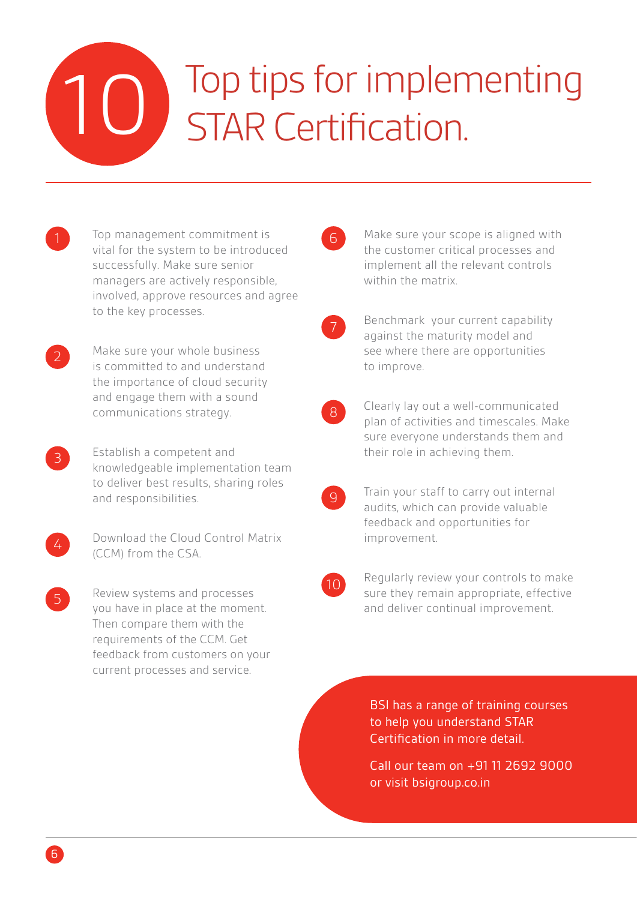# 10 Top tips for implementing STAR Certification.

1. Top management commitment is vital for the system to be introduced successfully. Make sure senior managers are actively responsible, involved, approve resources and agree to the key processes.

2. Make sure your whole business is committed to and understand the importance of cloud security and engage them with a sound communications strategy.

3. Establish a competent and knowledgeable implementation team to deliver best results, sharing roles and responsibilities.

4. Download the Cloud Control Matrix (CCM) from the CSA.

5. Review systems and processes you have in place at the moment. Then compare them with the requirements of the CCM. Get feedback from customers on your current processes and service.

6. Make sure your scope is aligned with the customer critical processes and implement all the relevant controls within the matrix.

7. Benchmark your current capability against the maturity model and see where there are opportunities to improve.

8. Clearly lay out a well-communicated plan of activities and timescales. Make sure everyone understands them and their role in achieving them.

9. Train your staff to carry out internal audits, which can provide valuable feedback and opportunities for improvement.

10. Regularly review your controls to make sure they remain appropriate, effective and deliver continual improvement.

BSI has a range of training courses to help you understand STAR Certification in more detail.

Call our team on +91 11 2692 9000 or visit bsigroup.co.in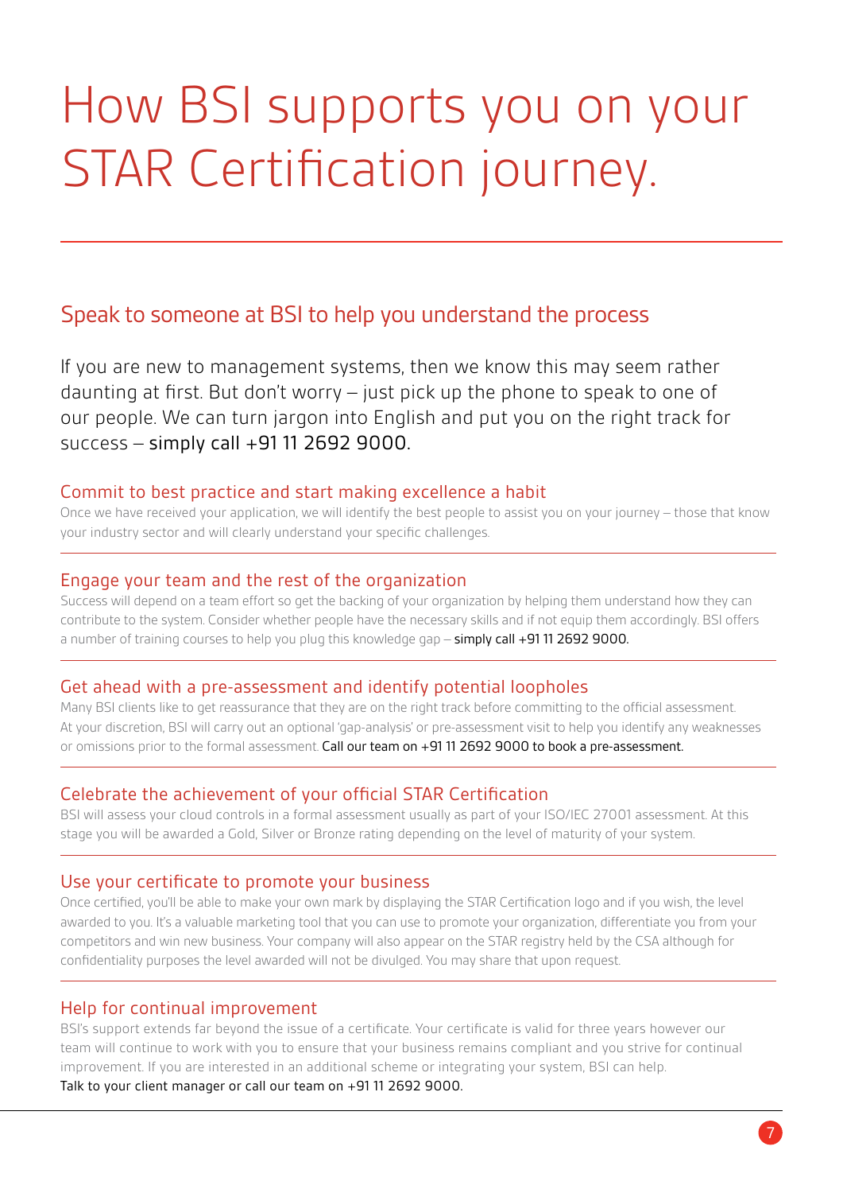# How BSI supports you on your STAR Certification journey.

## Speak to someone at BSI to help you understand the process

If you are new to management systems, then we know this may seem rather daunting at first. But don't worry – just pick up the phone to speak to one of our people. We can turn jargon into English and put you on the right track for success – simply call +91 11 2692 9000.

### Commit to best practice and start making excellence a habit

Once we have received your application, we will identify the best people to assist you on your journey – those that know your industry sector and will clearly understand your specific challenges.

### Engage your team and the rest of the organization

Success will depend on a team effort so get the backing of your organization by helping them understand how they can contribute to the system. Consider whether people have the necessary skills and if not equip them accordingly. BSI offers a number of training courses to help you plug this knowledge gap – simply call +91 11 2692 9000.

### Get ahead with a pre-assessment and identify potential loopholes

Many BSI clients like to get reassurance that they are on the right track before committing to the official assessment. At your discretion, BSI will carry out an optional 'gap-analysis' or pre-assessment visit to help you identify any weaknesses or omissions prior to the formal assessment. Call our team on +91 11 2692 9000 to book a pre-assessment.

### Celebrate the achievement of your official STAR Certification

BSI will assess your cloud controls in a formal assessment usually as part of your ISO/IEC 27001 assessment. At this stage you will be awarded a Gold, Silver or Bronze rating depending on the level of maturity of your system.

### Use your certificate to promote your business

Once certified, you'll be able to make your own mark by displaying the STAR Certification logo and if you wish, the level awarded to you. It's a valuable marketing tool that you can use to promote your organization, differentiate you from your competitors and win new business. Your company will also appear on the STAR registry held by the CSA although for confidentiality purposes the level awarded will not be divulged. You may share that upon request.

### Help for continual improvement

BSI's support extends far beyond the issue of a certificate. Your certificate is valid for three years however our team will continue to work with you to ensure that your business remains compliant and you strive for continual improvement. If you are interested in an additional scheme or integrating your system, BSI can help.
Talk to your client manager or call our team on +91 11 2692 9000.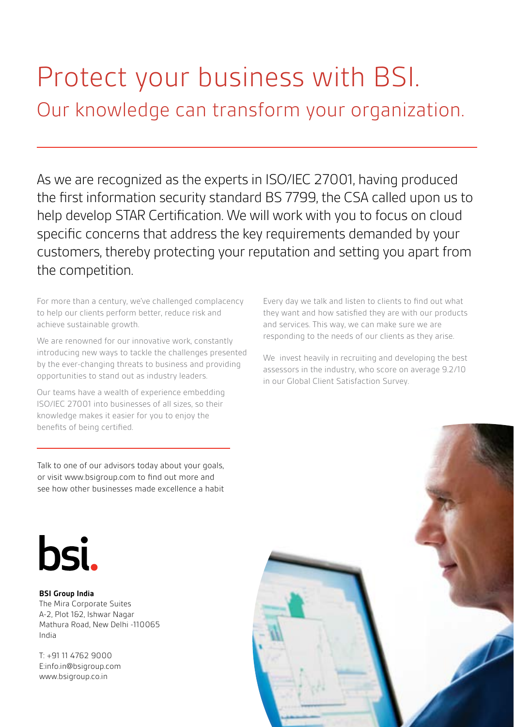# Protect your business with BSI.

## Our knowledge can transform your organization.

As we are recognized as the experts in ISO/IEC 27001, having produced the first information security standard BS 7799, the CSA called upon us to help develop STAR Certification. We will work with you to focus on cloud specific concerns that address the key requirements demanded by your customers, thereby protecting your reputation and setting you apart from the competition.

For more than a century, we've challenged complacency to help our clients perform better, reduce risk and achieve sustainable growth.

We are renowned for our innovative work, constantly introducing new ways to tackle the challenges presented by the ever-changing threats to business and providing opportunities to stand out as industry leaders.

Our teams have a wealth of experience embedding ISO/IEC 27001 into businesses of all sizes, so their knowledge makes it easier for you to enjoy the benefits of being certified.

Every day we talk and listen to clients to find out what they want and how satisfied they are with our products and services. This way, we can make sure we are responding to the needs of our clients as they arise.

We invest heavily in recruiting and developing the best assessors in the industry, who score on average 9.2/10 in our Global Client Satisfaction Survey.

Talk to one of our advisors today about your goals, or visit www.bsigroup.com to find out more and see how other businesses made excellence a habit

bsi.

**BSI Group India**
The Mira Corporate Suites
A-2, Plot 1&2, Ishwar Nagar
Mathura Road, New Delhi -110065
India

T: +91 11 4762 9000
E:info.in@bsigroup.com
www.bsigroup.co.in